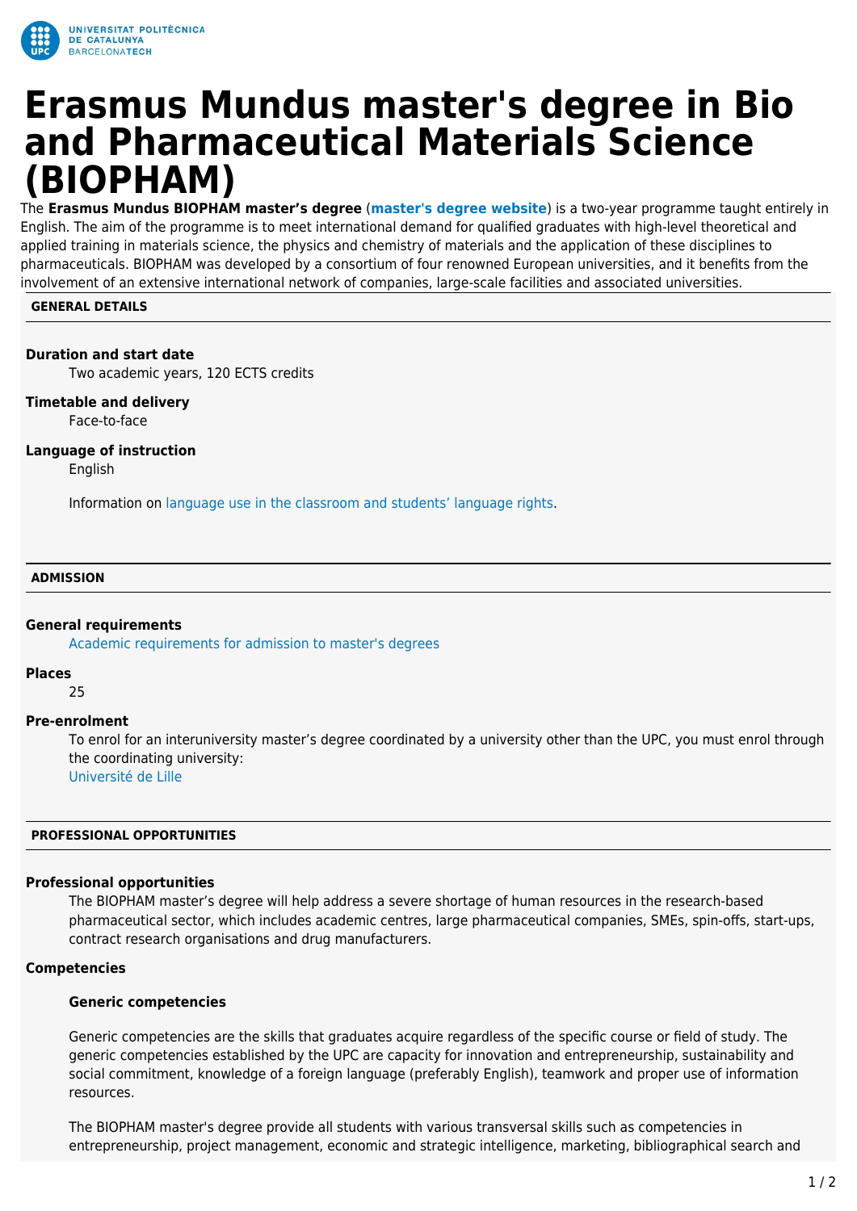# Erasmus Mundus master's degree in Bio and Pharmaceutical Materials Science (BIOPHAM)

The **Erasmus Mundus BIOPHAM master's degree** (**master's degree website**) is a two-year programme taught entirely in English. The aim of the programme is to meet international demand for qualified graduates with high-level theoretical and applied training in materials science, the physics and chemistry of materials and the application of these disciplines to pharmaceuticals. BIOPHAM was developed by a consortium of four renowned European universities, and it benefits from the involvement of an extensive international network of companies, large-scale facilities and associated universities.

## GENERAL DETAILS

**Duration and start date**

Two academic years, 120 ECTS credits

**Timetable and delivery**

Face-to-face

**Language of instruction**

English

Information on language use in the classroom and students' language rights.

## ADMISSION

**General requirements**

Academic requirements for admission to master's degrees

**Places**

25

**Pre-enrolment**

To enrol for an interuniversity master's degree coordinated by a university other than the UPC, you must enrol through the coordinating university:
Université de Lille

## PROFESSIONAL OPPORTUNITIES

**Professional opportunities**

The BIOPHAM master's degree will help address a severe shortage of human resources in the research-based pharmaceutical sector, which includes academic centres, large pharmaceutical companies, SMEs, spin-offs, start-ups, contract research organisations and drug manufacturers.

**Competencies**

**Generic competencies**

Generic competencies are the skills that graduates acquire regardless of the specific course or field of study. The generic competencies established by the UPC are capacity for innovation and entrepreneurship, sustainability and social commitment, knowledge of a foreign language (preferably English), teamwork and proper use of information resources.

The BIOPHAM master's degree provide all students with various transversal skills such as competencies in entrepreneurship, project management, economic and strategic intelligence, marketing, bibliographical search and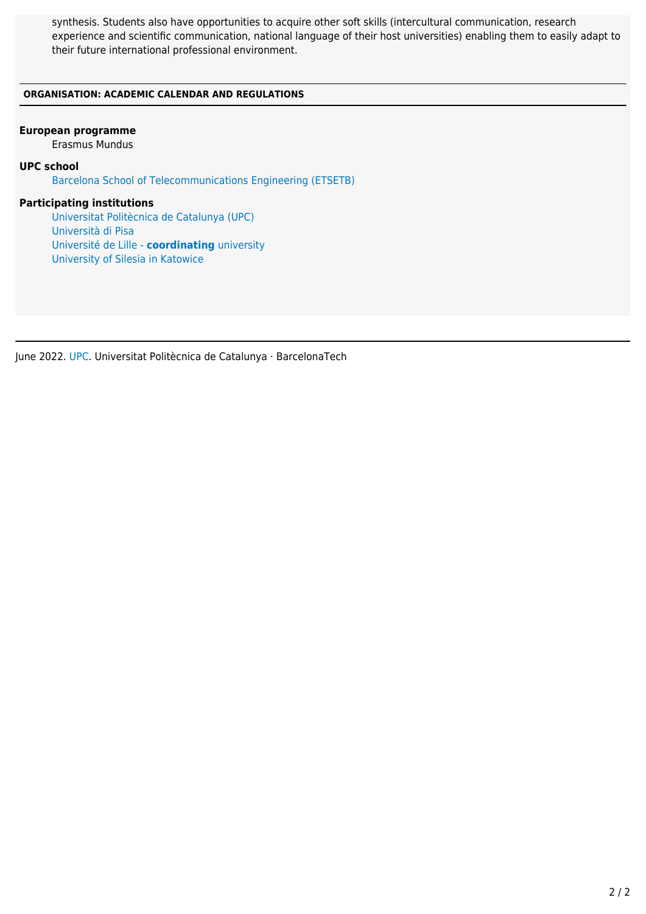synthesis. Students also have opportunities to acquire other soft skills (intercultural communication, research experience and scientific communication, national language of their host universities) enabling them to easily adapt to their future international professional environment.

## ORGANISATION: ACADEMIC CALENDAR AND REGULATIONS

**European programme**

Erasmus Mundus

**UPC school**

Barcelona School of Telecommunications Engineering (ETSETB)

**Participating institutions**

Universitat Politècnica de Catalunya (UPC)
Università di Pisa
Université de Lille - **coordinating** university
University of Silesia in Katowice

June 2022. UPC. Universitat Politècnica de Catalunya · BarcelonaTech